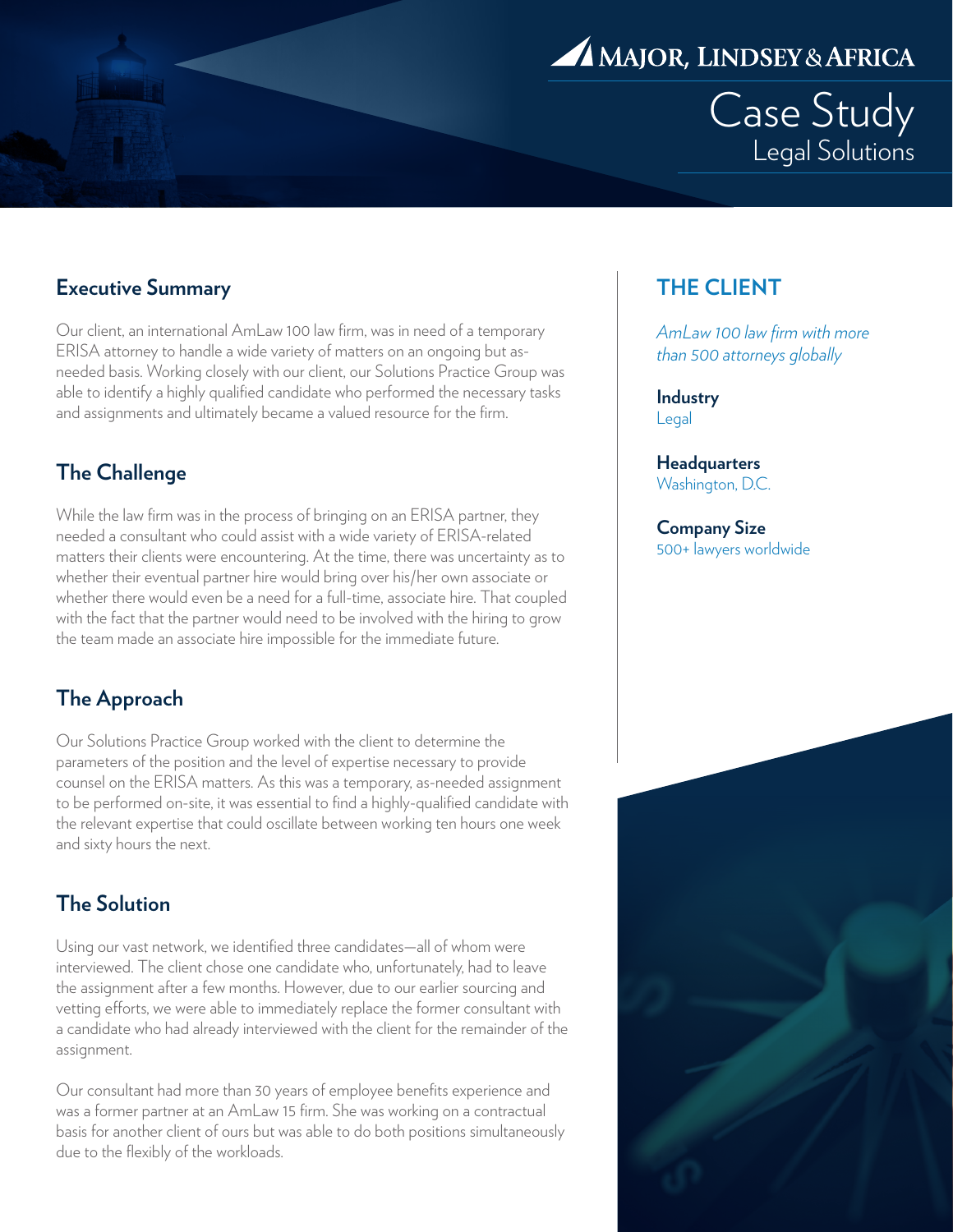MAJOR, LINDSEY & AFRICA

# Case Study

Legal Solutions

## Executive Summary

Our client, an international AmLaw 100 law firm, was in need of a temporary ERISA attorney to handle a wide variety of matters on an ongoing but as-needed basis. Working closely with our client, our Solutions Practice Group was able to identify a highly qualified candidate who performed the necessary tasks and assignments and ultimately became a valued resource for the firm.

## The Challenge

While the law firm was in the process of bringing on an ERISA partner, they needed a consultant who could assist with a wide variety of ERISA-related matters their clients were encountering. At the time, there was uncertainty as to whether their eventual partner hire would bring over his/her own associate or whether there would even be a need for a full-time, associate hire. That coupled with the fact that the partner would need to be involved with the hiring to grow the team made an associate hire impossible for the immediate future.

## The Approach

Our Solutions Practice Group worked with the client to determine the parameters of the position and the level of expertise necessary to provide counsel on the ERISA matters. As this was a temporary, as-needed assignment to be performed on-site, it was essential to find a highly-qualified candidate with the relevant expertise that could oscillate between working ten hours one week and sixty hours the next.

## The Solution

Using our vast network, we identified three candidates—all of whom were interviewed. The client chose one candidate who, unfortunately, had to leave the assignment after a few months. However, due to our earlier sourcing and vetting efforts, we were able to immediately replace the former consultant with a candidate who had already interviewed with the client for the remainder of the assignment.

Our consultant had more than 30 years of employee benefits experience and was a former partner at an AmLaw 15 firm. She was working on a contractual basis for another client of ours but was able to do both positions simultaneously due to the flexibly of the workloads.

## THE CLIENT

*AmLaw 100 law firm with more than 500 attorneys globally*

**Industry**
Legal

**Headquarters**
Washington, D.C.

**Company Size**
500+ lawyers worldwide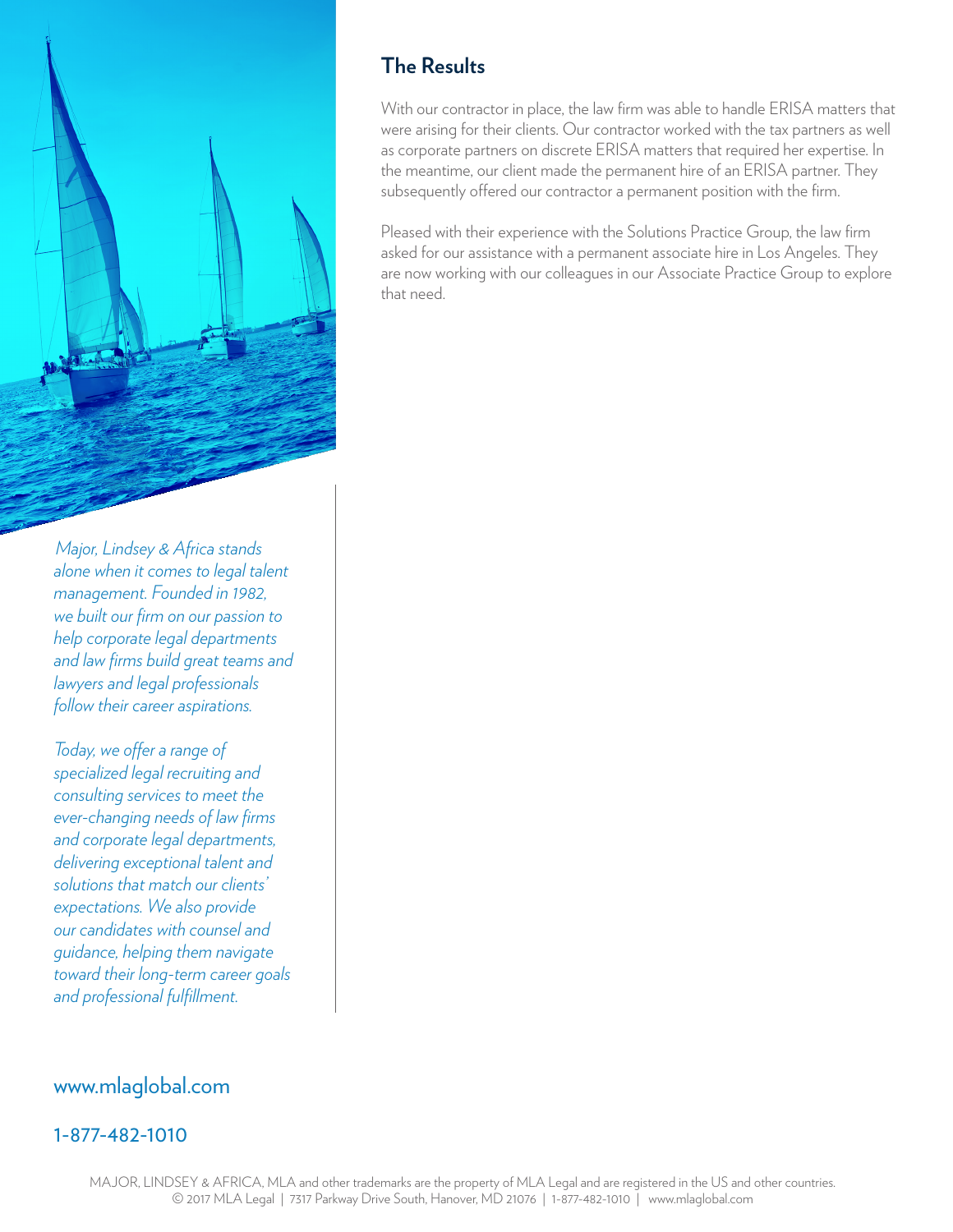## The Results

With our contractor in place, the law firm was able to handle ERISA matters that were arising for their clients. Our contractor worked with the tax partners as well as corporate partners on discrete ERISA matters that required her expertise. In the meantime, our client made the permanent hire of an ERISA partner. They subsequently offered our contractor a permanent position with the firm.

Pleased with their experience with the Solutions Practice Group, the law firm asked for our assistance with a permanent associate hire in Los Angeles. They are now working with our colleagues in our Associate Practice Group to explore that need.

*Major, Lindsey & Africa stands alone when it comes to legal talent management. Founded in 1982, we built our firm on our passion to help corporate legal departments and law firms build great teams and lawyers and legal professionals follow their career aspirations.*

*Today, we offer a range of specialized legal recruiting and consulting services to meet the ever-changing needs of law firms and corporate legal departments, delivering exceptional talent and solutions that match our clients' expectations. We also provide our candidates with counsel and guidance, helping them navigate toward their long-term career goals and professional fulfillment.*

www.mlaglobal.com

1-877-482-1010

MAJOR, LINDSEY & AFRICA, MLA and other trademarks are the property of MLA Legal and are registered in the US and other countries.
© 2017 MLA Legal | 7317 Parkway Drive South, Hanover, MD 21076 | 1-877-482-1010 | www.mlaglobal.com